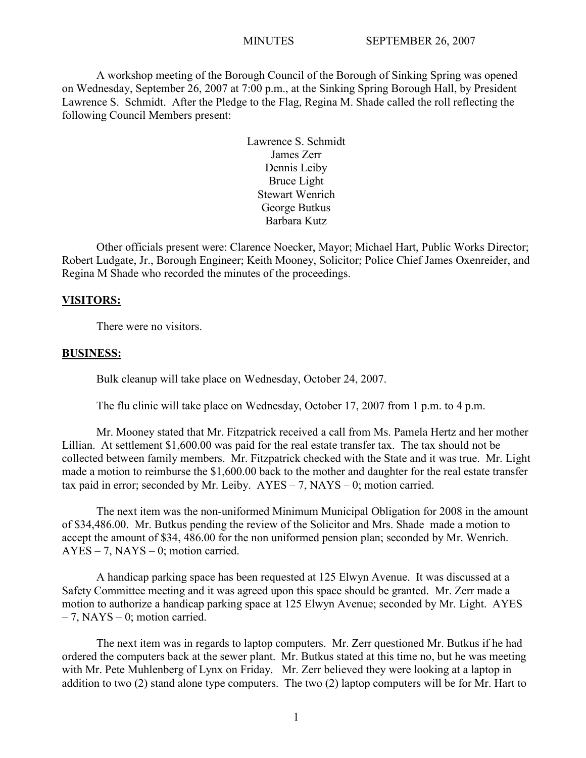MINUTES SEPTEMBER 26, 2007

A workshop meeting of the Borough Council of the Borough of Sinking Spring was opened on Wednesday, September 26, 2007 at 7:00 p.m., at the Sinking Spring Borough Hall, by President Lawrence S. Schmidt. After the Pledge to the Flag, Regina M. Shade called the roll reflecting the following Council Members present:

Lawrence S. Schmidt
James Zerr
Dennis Leiby
Bruce Light
Stewart Wenrich
George Butkus
Barbara Kutz

Other officials present were: Clarence Noecker, Mayor; Michael Hart, Public Works Director; Robert Ludgate, Jr., Borough Engineer; Keith Mooney, Solicitor; Police Chief James Oxenreider, and Regina M Shade who recorded the minutes of the proceedings.

**VISITORS:**

There were no visitors.

**BUSINESS:**

Bulk cleanup will take place on Wednesday, October 24, 2007.

The flu clinic will take place on Wednesday, October 17, 2007 from 1 p.m. to 4 p.m.

Mr. Mooney stated that Mr. Fitzpatrick received a call from Ms. Pamela Hertz and her mother Lillian. At settlement $1,600.00 was paid for the real estate transfer tax. The tax should not be collected between family members. Mr. Fitzpatrick checked with the State and it was true. Mr. Light made a motion to reimburse the $1,600.00 back to the mother and daughter for the real estate transfer tax paid in error; seconded by Mr. Leiby. AYES – 7, NAYS – 0; motion carried.

The next item was the non-uniformed Minimum Municipal Obligation for 2008 in the amount of $34,486.00. Mr. Butkus pending the review of the Solicitor and Mrs. Shade made a motion to accept the amount of $34, 486.00 for the non uniformed pension plan; seconded by Mr. Wenrich. AYES – 7, NAYS – 0; motion carried.

A handicap parking space has been requested at 125 Elwyn Avenue. It was discussed at a Safety Committee meeting and it was agreed upon this space should be granted. Mr. Zerr made a motion to authorize a handicap parking space at 125 Elwyn Avenue; seconded by Mr. Light. AYES – 7, NAYS – 0; motion carried.

The next item was in regards to laptop computers. Mr. Zerr questioned Mr. Butkus if he had ordered the computers back at the sewer plant. Mr. Butkus stated at this time no, but he was meeting with Mr. Pete Muhlenberg of Lynx on Friday. Mr. Zerr believed they were looking at a laptop in addition to two (2) stand alone type computers. The two (2) laptop computers will be for Mr. Hart to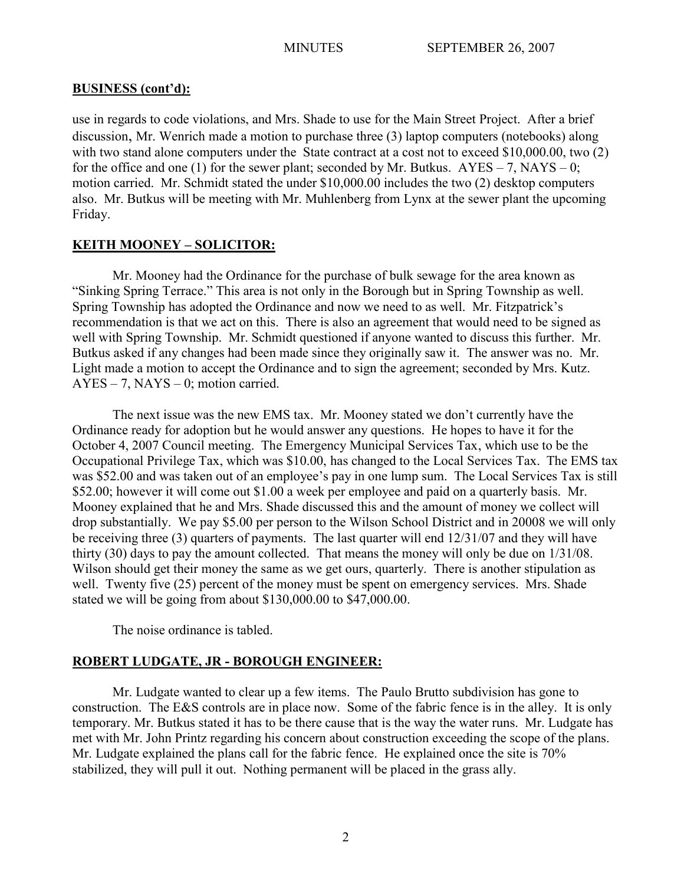**BUSINESS (cont'd):**

use in regards to code violations, and Mrs. Shade to use for the Main Street Project. After a brief discussion, Mr. Wenrich made a motion to purchase three (3) laptop computers (notebooks) along with two stand alone computers under the State contract at a cost not to exceed $10,000.00, two (2) for the office and one (1) for the sewer plant; seconded by Mr. Butkus. AYES – 7, NAYS – 0; motion carried. Mr. Schmidt stated the under $10,000.00 includes the two (2) desktop computers also. Mr. Butkus will be meeting with Mr. Muhlenberg from Lynx at the sewer plant the upcoming Friday.

**KEITH MOONEY – SOLICITOR:**

Mr. Mooney had the Ordinance for the purchase of bulk sewage for the area known as "Sinking Spring Terrace." This area is not only in the Borough but in Spring Township as well. Spring Township has adopted the Ordinance and now we need to as well. Mr. Fitzpatrick's recommendation is that we act on this. There is also an agreement that would need to be signed as well with Spring Township. Mr. Schmidt questioned if anyone wanted to discuss this further. Mr. Butkus asked if any changes had been made since they originally saw it. The answer was no. Mr. Light made a motion to accept the Ordinance and to sign the agreement; seconded by Mrs. Kutz. AYES – 7, NAYS – 0; motion carried.

The next issue was the new EMS tax. Mr. Mooney stated we don't currently have the Ordinance ready for adoption but he would answer any questions. He hopes to have it for the October 4, 2007 Council meeting. The Emergency Municipal Services Tax, which use to be the Occupational Privilege Tax, which was $10.00, has changed to the Local Services Tax. The EMS tax was $52.00 and was taken out of an employee's pay in one lump sum. The Local Services Tax is still $52.00; however it will come out $1.00 a week per employee and paid on a quarterly basis. Mr. Mooney explained that he and Mrs. Shade discussed this and the amount of money we collect will drop substantially. We pay $5.00 per person to the Wilson School District and in 20008 we will only be receiving three (3) quarters of payments. The last quarter will end 12/31/07 and they will have thirty (30) days to pay the amount collected. That means the money will only be due on 1/31/08. Wilson should get their money the same as we get ours, quarterly. There is another stipulation as well. Twenty five (25) percent of the money must be spent on emergency services. Mrs. Shade stated we will be going from about $130,000.00 to $47,000.00.

The noise ordinance is tabled.

**ROBERT LUDGATE, JR - BOROUGH ENGINEER:**

Mr. Ludgate wanted to clear up a few items. The Paulo Brutto subdivision has gone to construction. The E&S controls are in place now. Some of the fabric fence is in the alley. It is only temporary. Mr. Butkus stated it has to be there cause that is the way the water runs. Mr. Ludgate has met with Mr. John Printz regarding his concern about construction exceeding the scope of the plans. Mr. Ludgate explained the plans call for the fabric fence. He explained once the site is 70% stabilized, they will pull it out. Nothing permanent will be placed in the grass ally.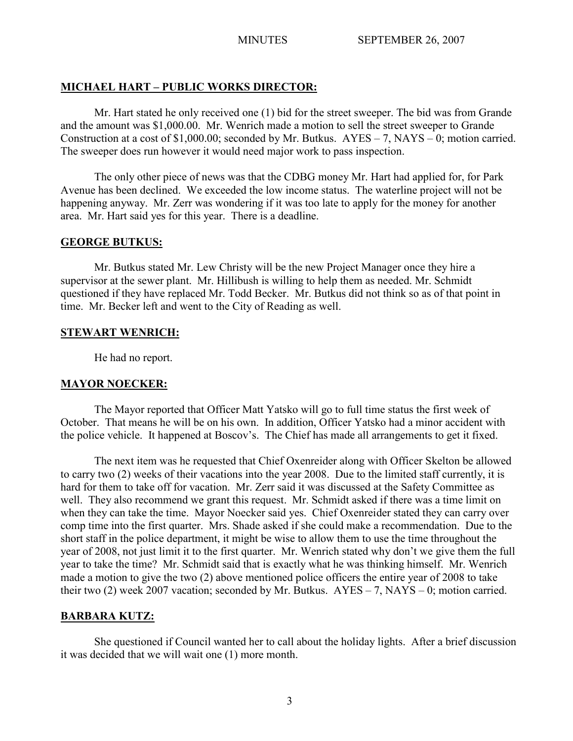### **MICHAEL HART – PUBLIC WORKS DIRECTOR:**

Mr. Hart stated he only received one (1) bid for the street sweeper. The bid was from Grande and the amount was $1,000.00. Mr. Wenrich made a motion to sell the street sweeper to Grande Construction at a cost of $1,000.00; seconded by Mr. Butkus. AYES – 7, NAYS – 0; motion carried. The sweeper does run however it would need major work to pass inspection.

The only other piece of news was that the CDBG money Mr. Hart had applied for, for Park Avenue has been declined. We exceeded the low income status. The waterline project will not be happening anyway. Mr. Zerr was wondering if it was too late to apply for the money for another area. Mr. Hart said yes for this year. There is a deadline.

### **GEORGE BUTKUS:**

Mr. Butkus stated Mr. Lew Christy will be the new Project Manager once they hire a supervisor at the sewer plant. Mr. Hillibush is willing to help them as needed. Mr. Schmidt questioned if they have replaced Mr. Todd Becker. Mr. Butkus did not think so as of that point in time. Mr. Becker left and went to the City of Reading as well.

### **STEWART WENRICH:**

He had no report.

### **MAYOR NOECKER:**

The Mayor reported that Officer Matt Yatsko will go to full time status the first week of October. That means he will be on his own. In addition, Officer Yatsko had a minor accident with the police vehicle. It happened at Boscov's. The Chief has made all arrangements to get it fixed.

The next item was he requested that Chief Oxenreider along with Officer Skelton be allowed to carry two (2) weeks of their vacations into the year 2008. Due to the limited staff currently, it is hard for them to take off for vacation. Mr. Zerr said it was discussed at the Safety Committee as well. They also recommend we grant this request. Mr. Schmidt asked if there was a time limit on when they can take the time. Mayor Noecker said yes. Chief Oxenreider stated they can carry over comp time into the first quarter. Mrs. Shade asked if she could make a recommendation. Due to the short staff in the police department, it might be wise to allow them to use the time throughout the year of 2008, not just limit it to the first quarter. Mr. Wenrich stated why don't we give them the full year to take the time? Mr. Schmidt said that is exactly what he was thinking himself. Mr. Wenrich made a motion to give the two (2) above mentioned police officers the entire year of 2008 to take their two (2) week 2007 vacation; seconded by Mr. Butkus. AYES – 7, NAYS – 0; motion carried.

### **BARBARA KUTZ:**

She questioned if Council wanted her to call about the holiday lights. After a brief discussion it was decided that we will wait one (1) more month.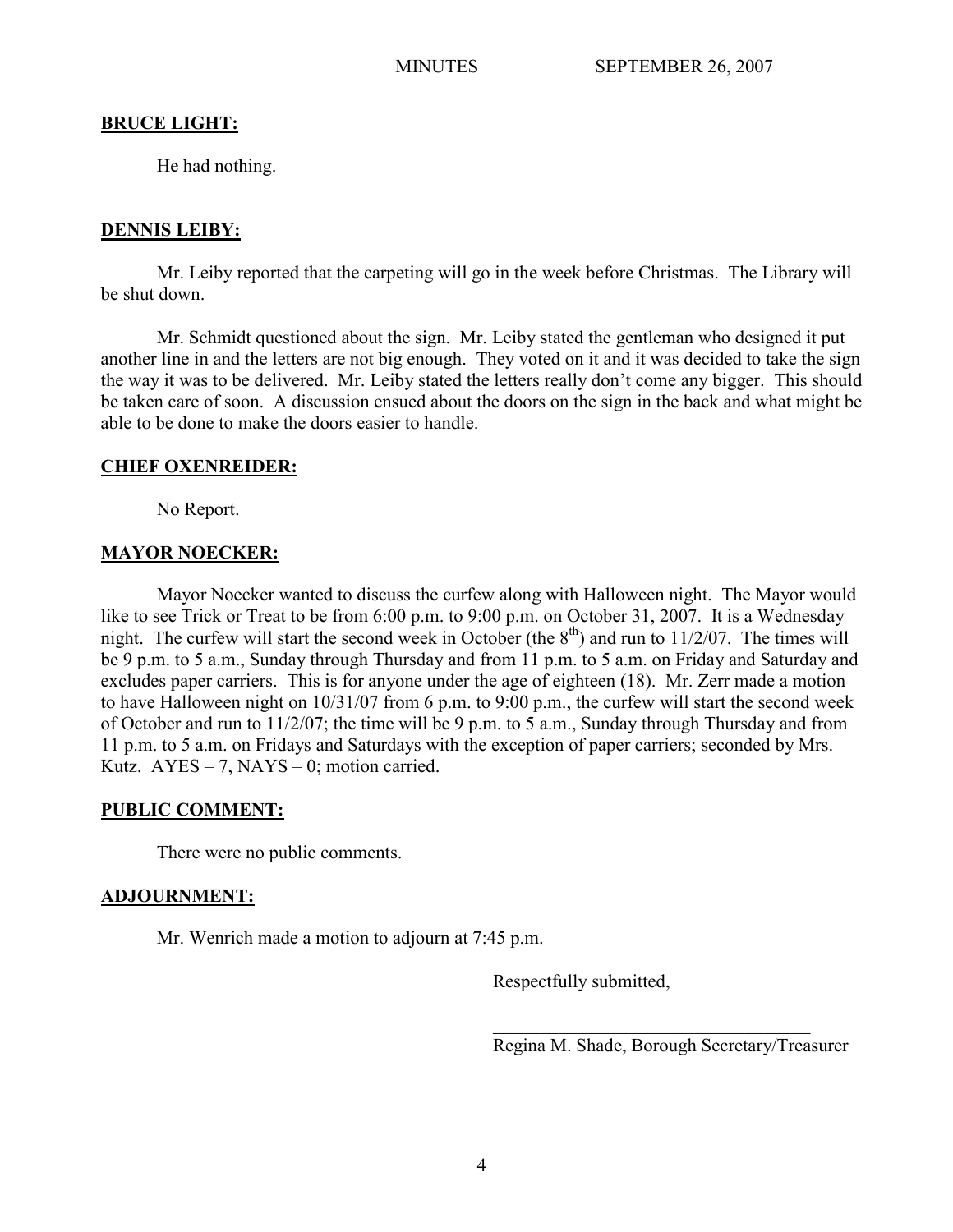**BRUCE LIGHT:**

He had nothing.

**DENNIS LEIBY:**

Mr. Leiby reported that the carpeting will go in the week before Christmas. The Library will be shut down.

Mr. Schmidt questioned about the sign. Mr. Leiby stated the gentleman who designed it put another line in and the letters are not big enough. They voted on it and it was decided to take the sign the way it was to be delivered. Mr. Leiby stated the letters really don't come any bigger. This should be taken care of soon. A discussion ensued about the doors on the sign in the back and what might be able to be done to make the doors easier to handle.

**CHIEF OXENREIDER:**

No Report.

**MAYOR NOECKER:**

Mayor Noecker wanted to discuss the curfew along with Halloween night. The Mayor would like to see Trick or Treat to be from 6:00 p.m. to 9:00 p.m. on October 31, 2007. It is a Wednesday night. The curfew will start the second week in October (the 8th) and run to 11/2/07. The times will be 9 p.m. to 5 a.m., Sunday through Thursday and from 11 p.m. to 5 a.m. on Friday and Saturday and excludes paper carriers. This is for anyone under the age of eighteen (18). Mr. Zerr made a motion to have Halloween night on 10/31/07 from 6 p.m. to 9:00 p.m., the curfew will start the second week of October and run to 11/2/07; the time will be 9 p.m. to 5 a.m., Sunday through Thursday and from 11 p.m. to 5 a.m. on Fridays and Saturdays with the exception of paper carriers; seconded by Mrs. Kutz. AYES – 7, NAYS – 0; motion carried.

**PUBLIC COMMENT:**

There were no public comments.

**ADJOURNMENT:**

Mr. Wenrich made a motion to adjourn at 7:45 p.m.

Respectfully submitted,

\_\_\_\_\_\_\_\_\_\_\_\_\_\_\_\_\_\_\_\_\_\_\_\_\_\_\_\_\_\_\_\_\_\_\_

Regina M. Shade, Borough Secretary/Treasurer